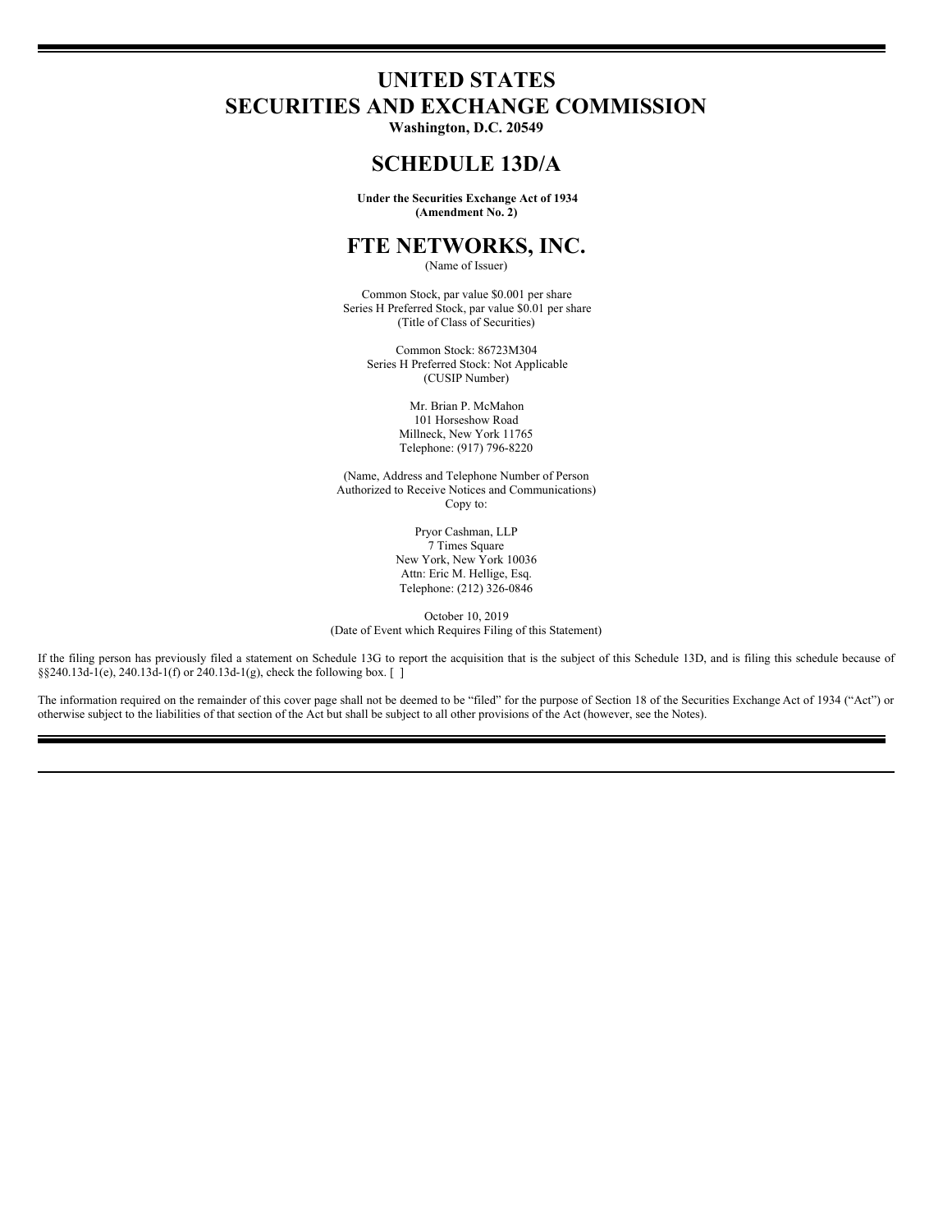# UNITED STATES
# SECURITIES AND EXCHANGE COMMISSION

**Washington, D.C. 20549**

## SCHEDULE 13D/A

**Under the Securities Exchange Act of 1934**
**(Amendment No. 2)**

## FTE NETWORKS, INC.

(Name of Issuer)

Common Stock, par value $0.001 per share
Series H Preferred Stock, par value $0.01 per share
(Title of Class of Securities)

Common Stock: 86723M304
Series H Preferred Stock: Not Applicable
(CUSIP Number)

Mr. Brian P. McMahon
101 Horseshow Road
Millneck, New York 11765
Telephone: (917) 796-8220

(Name, Address and Telephone Number of Person
Authorized to Receive Notices and Communications)
Copy to:

Pryor Cashman, LLP
7 Times Square
New York, New York 10036
Attn: Eric M. Hellige, Esq.
Telephone: (212) 326-0846

October 10, 2019
(Date of Event which Requires Filing of this Statement)

If the filing person has previously filed a statement on Schedule 13G to report the acquisition that is the subject of this Schedule 13D, and is filing this schedule because of §§240.13d-1(e), 240.13d-1(f) or 240.13d-1(g), check the following box. [ ]

The information required on the remainder of this cover page shall not be deemed to be "filed" for the purpose of Section 18 of the Securities Exchange Act of 1934 ("Act") or otherwise subject to the liabilities of that section of the Act but shall be subject to all other provisions of the Act (however, see the Notes).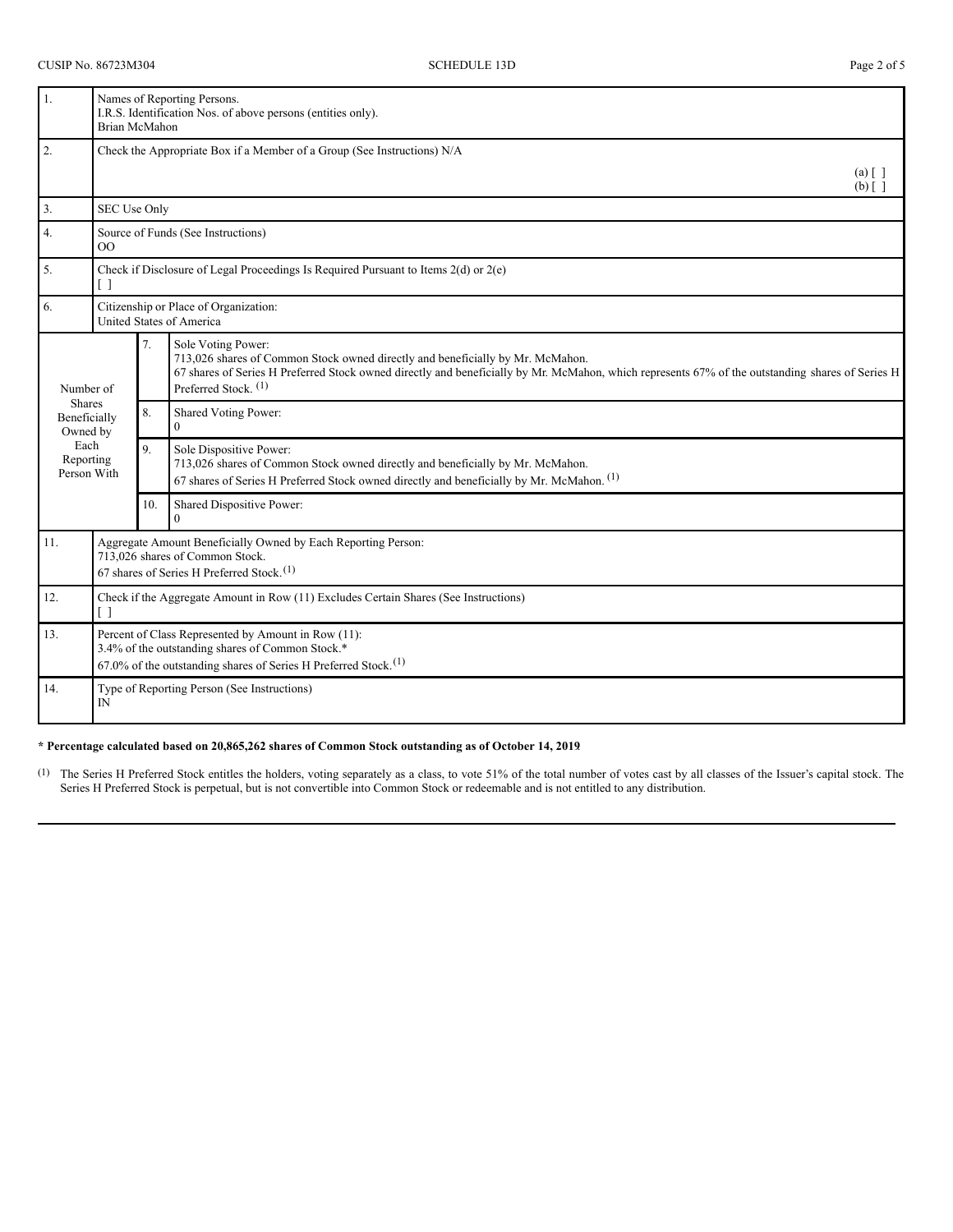| | | | |
|---|---|---|---|
| 1. | Names of Reporting Persons.<br>I.R.S. Identification Nos. of above persons (entities only).<br>Brian McMahon | | |
| 2. | Check the Appropriate Box if a Member of a Group (See Instructions) N/A<br>(a) [ ]<br>(b) [ ] | | |
| 3. | SEC Use Only | | |
| 4. | Source of Funds (See Instructions)<br>OO | | |
| 5. | Check if Disclosure of Legal Proceedings Is Required Pursuant to Items 2(d) or 2(e)<br>[ ] | | |
| 6. | Citizenship or Place of Organization:<br>United States of America | | |
| Number of Shares Beneficially Owned by Each Reporting Person With | | 7. | Sole Voting Power:<br>713,026 shares of Common Stock owned directly and beneficially by Mr. McMahon.<br>67 shares of Series H Preferred Stock owned directly and beneficially by Mr. McMahon, which represents 67% of the outstanding shares of Series H Preferred Stock. (1) |
| | | 8. | Shared Voting Power:<br>0 |
| | | 9. | Sole Dispositive Power:<br>713,026 shares of Common Stock owned directly and beneficially by Mr. McMahon.<br>67 shares of Series H Preferred Stock owned directly and beneficially by Mr. McMahon. (1) |
| | | 10. | Shared Dispositive Power:<br>0 |
| 11. | Aggregate Amount Beneficially Owned by Each Reporting Person:<br>713,026 shares of Common Stock.<br>67 shares of Series H Preferred Stock. (1) | | |
| 12. | Check if the Aggregate Amount in Row (11) Excludes Certain Shares (See Instructions)<br>[ ] | | |
| 13. | Percent of Class Represented by Amount in Row (11):<br>3.4% of the outstanding shares of Common Stock.*<br>67.0% of the outstanding shares of Series H Preferred Stock. (1) | | |
| 14. | Type of Reporting Person (See Instructions)<br>IN | | |

**\* Percentage calculated based on 20,865,262 shares of Common Stock outstanding as of October 14, 2019**

(1) The Series H Preferred Stock entitles the holders, voting separately as a class, to vote 51% of the total number of votes cast by all classes of the Issuer's capital stock. The Series H Preferred Stock is perpetual, but is not convertible into Common Stock or redeemable and is not entitled to any distribution.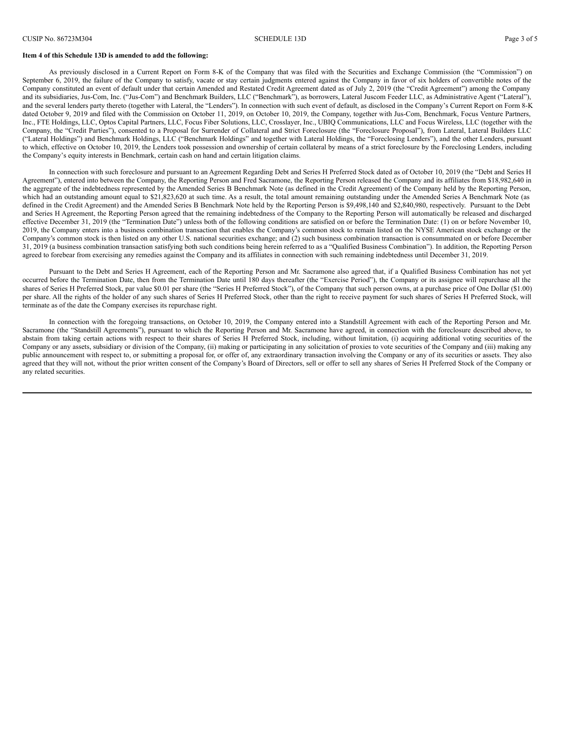**Item 4 of this Schedule 13D is amended to add the following:**

As previously disclosed in a Current Report on Form 8-K of the Company that was filed with the Securities and Exchange Commission (the "Commission") on September 6, 2019, the failure of the Company to satisfy, vacate or stay certain judgments entered against the Company in favor of six holders of convertible notes of the Company constituted an event of default under that certain Amended and Restated Credit Agreement dated as of July 2, 2019 (the "Credit Agreement") among the Company and its subsidiaries, Jus-Com, Inc. ("Jus-Com") and Benchmark Builders, LLC ("Benchmark"), as borrowers, Lateral Juscom Feeder LLC, as Administrative Agent ("Lateral"), and the several lenders party thereto (together with Lateral, the "Lenders"). In connection with such event of default, as disclosed in the Company's Current Report on Form 8-K dated October 9, 2019 and filed with the Commission on October 11, 2019, on October 10, 2019, the Company, together with Jus-Com, Benchmark, Focus Venture Partners, Inc., FTE Holdings, LLC, Optos Capital Partners, LLC, Focus Fiber Solutions, LLC, Crosslayer, Inc., UBIQ Communications, LLC and Focus Wireless, LLC (together with the Company, the "Credit Parties"), consented to a Proposal for Surrender of Collateral and Strict Foreclosure (the "Foreclosure Proposal"), from Lateral, Lateral Builders LLC ("Lateral Holdings") and Benchmark Holdings, LLC ("Benchmark Holdings" and together with Lateral Holdings, the "Foreclosing Lenders"), and the other Lenders, pursuant to which, effective on October 10, 2019, the Lenders took possession and ownership of certain collateral by means of a strict foreclosure by the Foreclosing Lenders, including the Company's equity interests in Benchmark, certain cash on hand and certain litigation claims.

In connection with such foreclosure and pursuant to an Agreement Regarding Debt and Series H Preferred Stock dated as of October 10, 2019 (the "Debt and Series H Agreement"), entered into between the Company, the Reporting Person and Fred Sacramone, the Reporting Person released the Company and its affiliates from $18,982,640 in the aggregate of the indebtedness represented by the Amended Series B Benchmark Note (as defined in the Credit Agreement) of the Company held by the Reporting Person, which had an outstanding amount equal to $21,823,620 at such time. As a result, the total amount remaining outstanding under the Amended Series A Benchmark Note (as defined in the Credit Agreement) and the Amended Series B Benchmark Note held by the Reporting Person is $9,498,140 and $2,840,980, respectively. Pursuant to the Debt and Series H Agreement, the Reporting Person agreed that the remaining indebtedness of the Company to the Reporting Person will automatically be released and discharged effective December 31, 2019 (the "Termination Date") unless both of the following conditions are satisfied on or before the Termination Date: (1) on or before November 10, 2019, the Company enters into a business combination transaction that enables the Company's common stock to remain listed on the NYSE American stock exchange or the Company's common stock is then listed on any other U.S. national securities exchange; and (2) such business combination transaction is consummated on or before December 31, 2019 (a business combination transaction satisfying both such conditions being herein referred to as a "Qualified Business Combination"). In addition, the Reporting Person agreed to forebear from exercising any remedies against the Company and its affiliates in connection with such remaining indebtedness until December 31, 2019.

Pursuant to the Debt and Series H Agreement, each of the Reporting Person and Mr. Sacramone also agreed that, if a Qualified Business Combination has not yet occurred before the Termination Date, then from the Termination Date until 180 days thereafter (the "Exercise Period"), the Company or its assignee will repurchase all the shares of Series H Preferred Stock, par value $0.01 per share (the "Series H Preferred Stock"), of the Company that such person owns, at a purchase price of One Dollar ($1.00) per share. All the rights of the holder of any such shares of Series H Preferred Stock, other than the right to receive payment for such shares of Series H Preferred Stock, will terminate as of the date the Company exercises its repurchase right.

In connection with the foregoing transactions, on October 10, 2019, the Company entered into a Standstill Agreement with each of the Reporting Person and Mr. Sacramone (the "Standstill Agreements"), pursuant to which the Reporting Person and Mr. Sacramone have agreed, in connection with the foreclosure described above, to abstain from taking certain actions with respect to their shares of Series H Preferred Stock, including, without limitation, (i) acquiring additional voting securities of the Company or any assets, subsidiary or division of the Company, (ii) making or participating in any solicitation of proxies to vote securities of the Company and (iii) making any public announcement with respect to, or submitting a proposal for, or offer of, any extraordinary transaction involving the Company or any of its securities or assets. They also agreed that they will not, without the prior written consent of the Company's Board of Directors, sell or offer to sell any shares of Series H Preferred Stock of the Company or any related securities.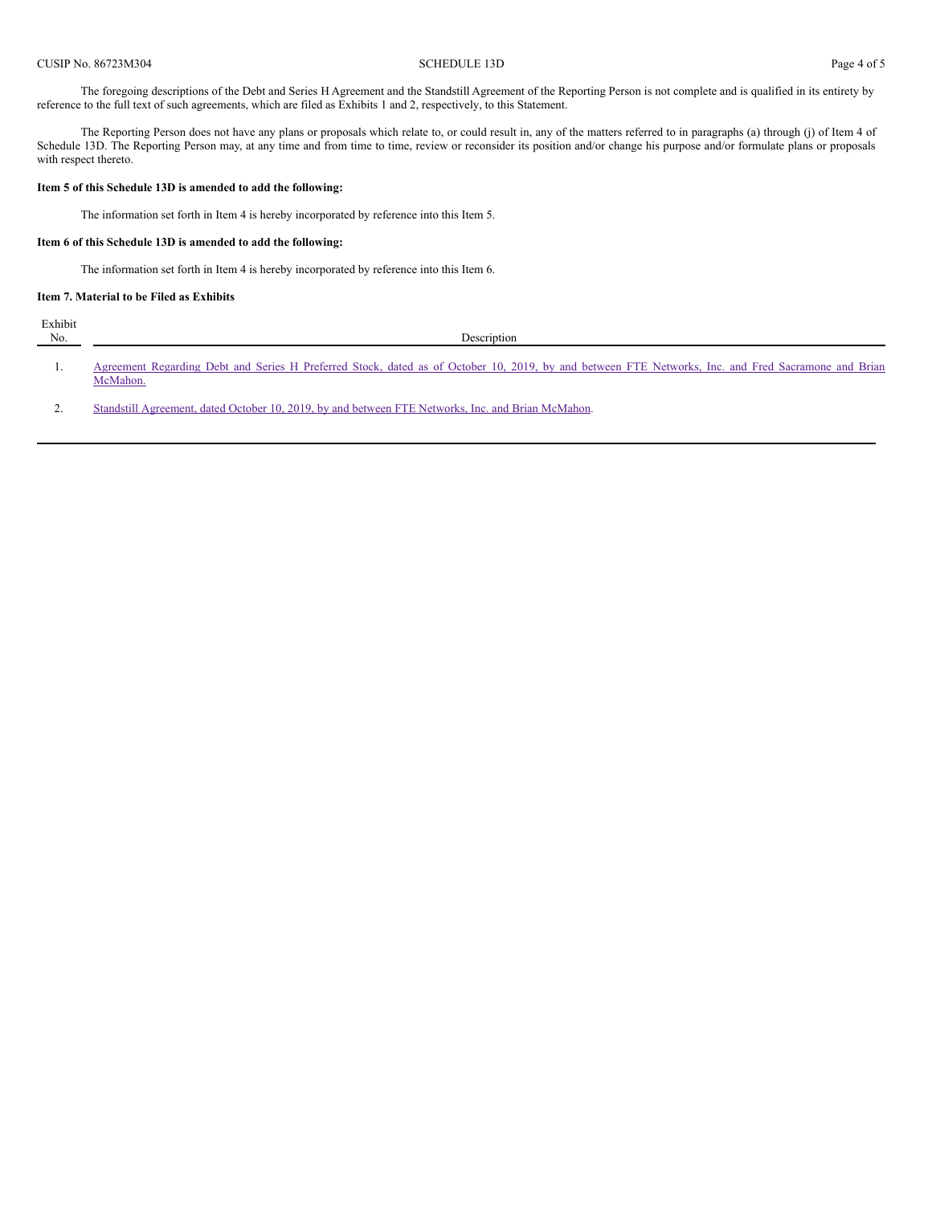The foregoing descriptions of the Debt and Series H Agreement and the Standstill Agreement of the Reporting Person is not complete and is qualified in its entirety by reference to the full text of such agreements, which are filed as Exhibits 1 and 2, respectively, to this Statement.

The Reporting Person does not have any plans or proposals which relate to, or could result in, any of the matters referred to in paragraphs (a) through (j) of Item 4 of Schedule 13D. The Reporting Person may, at any time and from time to time, review or reconsider its position and/or change his purpose and/or formulate plans or proposals with respect thereto.

**Item 5 of this Schedule 13D is amended to add the following:**

The information set forth in Item 4 is hereby incorporated by reference into this Item 5.

**Item 6 of this Schedule 13D is amended to add the following:**

The information set forth in Item 4 is hereby incorporated by reference into this Item 6.

**Item 7. Material to be Filed as Exhibits**

| Exhibit No. | Description |
|---|---|
| 1. | Agreement Regarding Debt and Series H Preferred Stock, dated as of October 10, 2019, by and between FTE Networks, Inc. and Fred Sacramone and Brian McMahon. |
| 2. | Standstill Agreement, dated October 10, 2019, by and between FTE Networks, Inc. and Brian McMahon. |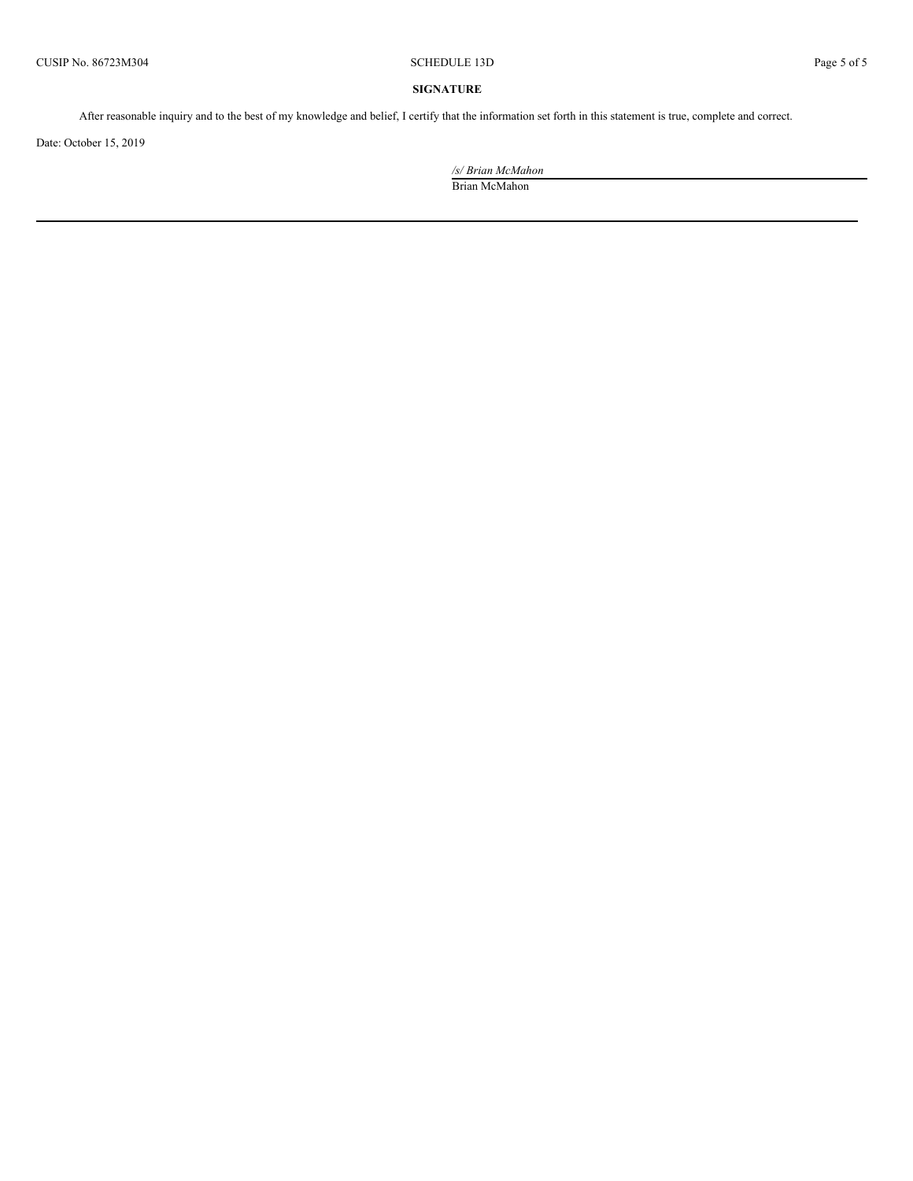**SIGNATURE**

After reasonable inquiry and to the best of my knowledge and belief, I certify that the information set forth in this statement is true, complete and correct.

Date: October 15, 2019

*/s/ Brian McMahon*
Brian McMahon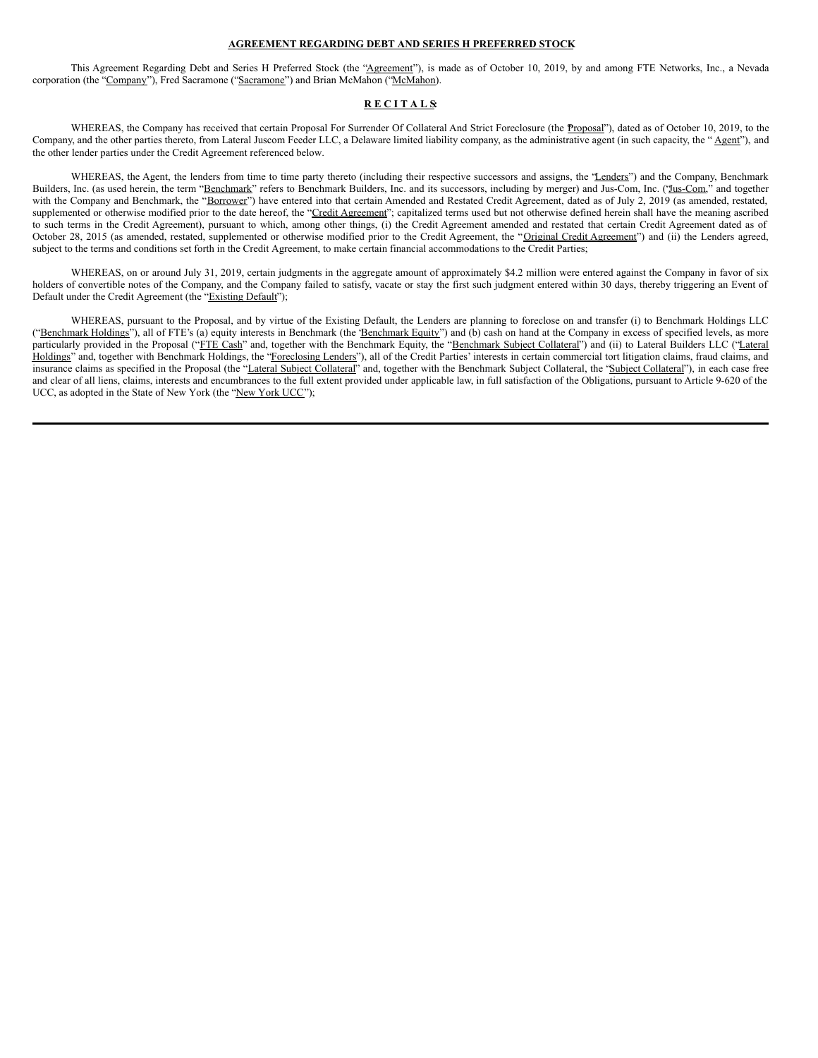**AGREEMENT REGARDING DEBT AND SERIES H PREFERRED STOCK**

This Agreement Regarding Debt and Series H Preferred Stock (the "Agreement"), is made as of October 10, 2019, by and among FTE Networks, Inc., a Nevada corporation (the "Company"), Fred Sacramone ("Sacramone") and Brian McMahon ("McMahon).

**R E C I T A L S:**

WHEREAS, the Company has received that certain Proposal For Surrender Of Collateral And Strict Foreclosure (the "Proposal"), dated as of October 10, 2019, to the Company, and the other parties thereto, from Lateral Juscom Feeder LLC, a Delaware limited liability company, as the administrative agent (in such capacity, the "Agent"), and the other lender parties under the Credit Agreement referenced below.

WHEREAS, the Agent, the lenders from time to time party thereto (including their respective successors and assigns, the "Lenders") and the Company, Benchmark Builders, Inc. (as used herein, the term "Benchmark" refers to Benchmark Builders, Inc. and its successors, including by merger) and Jus-Com, Inc. ("Jus-Com," and together with the Company and Benchmark, the "Borrower") have entered into that certain Amended and Restated Credit Agreement, dated as of July 2, 2019 (as amended, restated, supplemented or otherwise modified prior to the date hereof, the "Credit Agreement"; capitalized terms used but not otherwise defined herein shall have the meaning ascribed to such terms in the Credit Agreement), pursuant to which, among other things, (i) the Credit Agreement amended and restated that certain Credit Agreement dated as of October 28, 2015 (as amended, restated, supplemented or otherwise modified prior to the Credit Agreement, the "Original Credit Agreement") and (ii) the Lenders agreed, subject to the terms and conditions set forth in the Credit Agreement, to make certain financial accommodations to the Credit Parties;

WHEREAS, on or around July 31, 2019, certain judgments in the aggregate amount of approximately $4.2 million were entered against the Company in favor of six holders of convertible notes of the Company, and the Company failed to satisfy, vacate or stay the first such judgment entered within 30 days, thereby triggering an Event of Default under the Credit Agreement (the "Existing Default");

WHEREAS, pursuant to the Proposal, and by virtue of the Existing Default, the Lenders are planning to foreclose on and transfer (i) to Benchmark Holdings LLC ("Benchmark Holdings"), all of FTE's (a) equity interests in Benchmark (the "Benchmark Equity") and (b) cash on hand at the Company in excess of specified levels, as more particularly provided in the Proposal ("FTE Cash" and, together with the Benchmark Equity, the "Benchmark Subject Collateral") and (ii) to Lateral Builders LLC ("Lateral Holdings" and, together with Benchmark Holdings, the "Foreclosing Lenders"), all of the Credit Parties' interests in certain commercial tort litigation claims, fraud claims, and insurance claims as specified in the Proposal (the "Lateral Subject Collateral" and, together with the Benchmark Subject Collateral, the "Subject Collateral"), in each case free and clear of all liens, claims, interests and encumbrances to the full extent provided under applicable law, in full satisfaction of the Obligations, pursuant to Article 9-620 of the UCC, as adopted in the State of New York (the "New York UCC");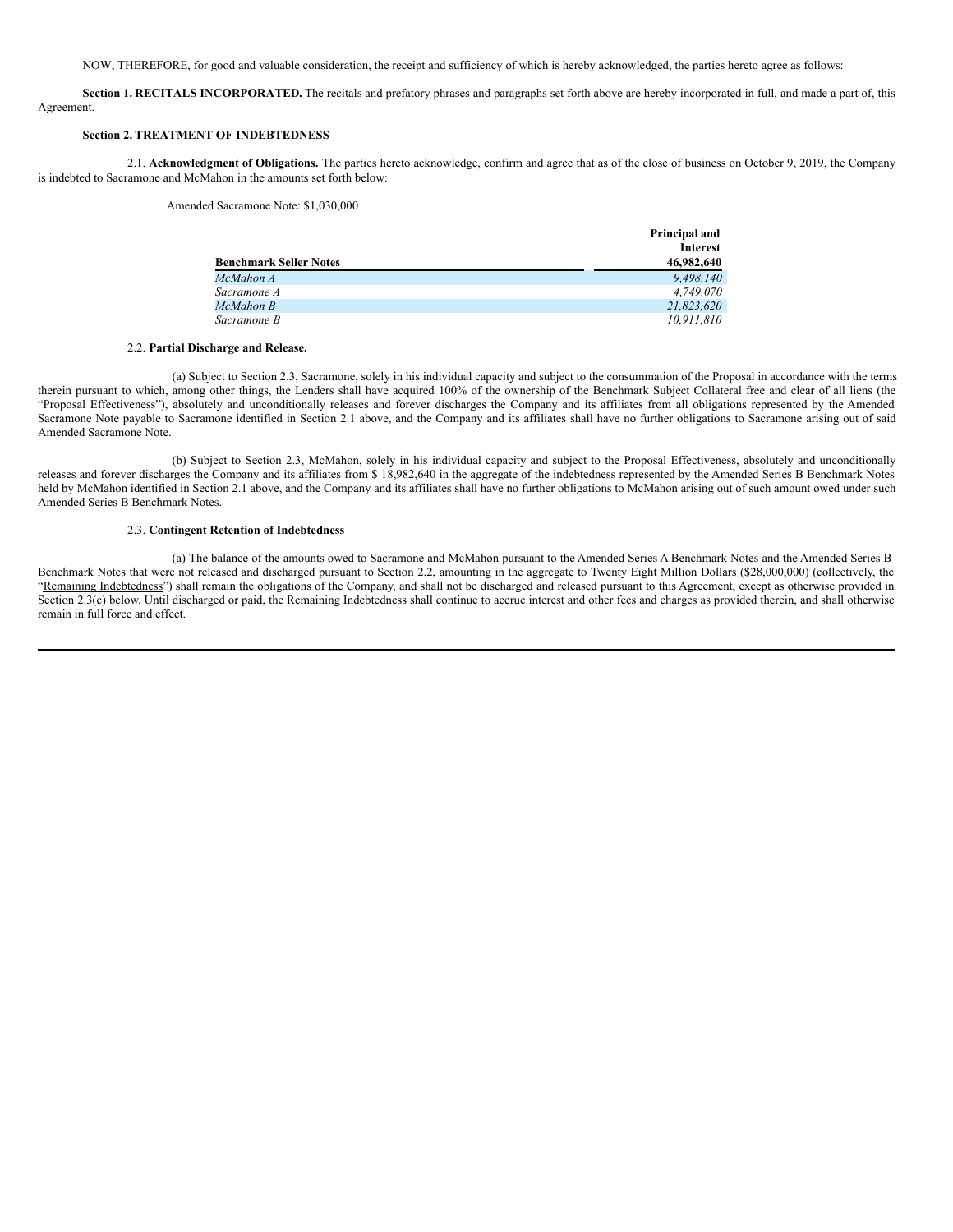NOW, THEREFORE, for good and valuable consideration, the receipt and sufficiency of which is hereby acknowledged, the parties hereto agree as follows:

**Section 1. RECITALS INCORPORATED.** The recitals and prefatory phrases and paragraphs set forth above are hereby incorporated in full, and made a part of, this Agreement.

**Section 2. TREATMENT OF INDEBTEDNESS**

2.1. **Acknowledgment of Obligations.** The parties hereto acknowledge, confirm and agree that as of the close of business on October 9, 2019, the Company is indebted to Sacramone and McMahon in the amounts set forth below:

Amended Sacramone Note: $1,030,000

| Benchmark Seller Notes | Principal and Interest 46,982,640 |
|---|---|
| *McMahon A* | *9,498,140* |
| *Sacramone A* | *4,749,070* |
| *McMahon B* | *21,823,620* |
| *Sacramone B* | *10,911,810* |

2.2. **Partial Discharge and Release.**

(a) Subject to Section 2.3, Sacramone, solely in his individual capacity and subject to the consummation of the Proposal in accordance with the terms therein pursuant to which, among other things, the Lenders shall have acquired 100% of the ownership of the Benchmark Subject Collateral free and clear of all liens (the "Proposal Effectiveness"), absolutely and unconditionally releases and forever discharges the Company and its affiliates from all obligations represented by the Amended Sacramone Note payable to Sacramone identified in Section 2.1 above, and the Company and its affiliates shall have no further obligations to Sacramone arising out of said Amended Sacramone Note.

(b) Subject to Section 2.3, McMahon, solely in his individual capacity and subject to the Proposal Effectiveness, absolutely and unconditionally releases and forever discharges the Company and its affiliates from $ 18,982,640 in the aggregate of the indebtedness represented by the Amended Series B Benchmark Notes held by McMahon identified in Section 2.1 above, and the Company and its affiliates shall have no further obligations to McMahon arising out of such amount owed under such Amended Series B Benchmark Notes.

2.3. **Contingent Retention of Indebtedness**

(a) The balance of the amounts owed to Sacramone and McMahon pursuant to the Amended Series A Benchmark Notes and the Amended Series B Benchmark Notes that were not released and discharged pursuant to Section 2.2, amounting in the aggregate to Twenty Eight Million Dollars ($28,000,000) (collectively, the "Remaining Indebtedness") shall remain the obligations of the Company, and shall not be discharged and released pursuant to this Agreement, except as otherwise provided in Section 2.3(c) below. Until discharged or paid, the Remaining Indebtedness shall continue to accrue interest and other fees and charges as provided therein, and shall otherwise remain in full force and effect.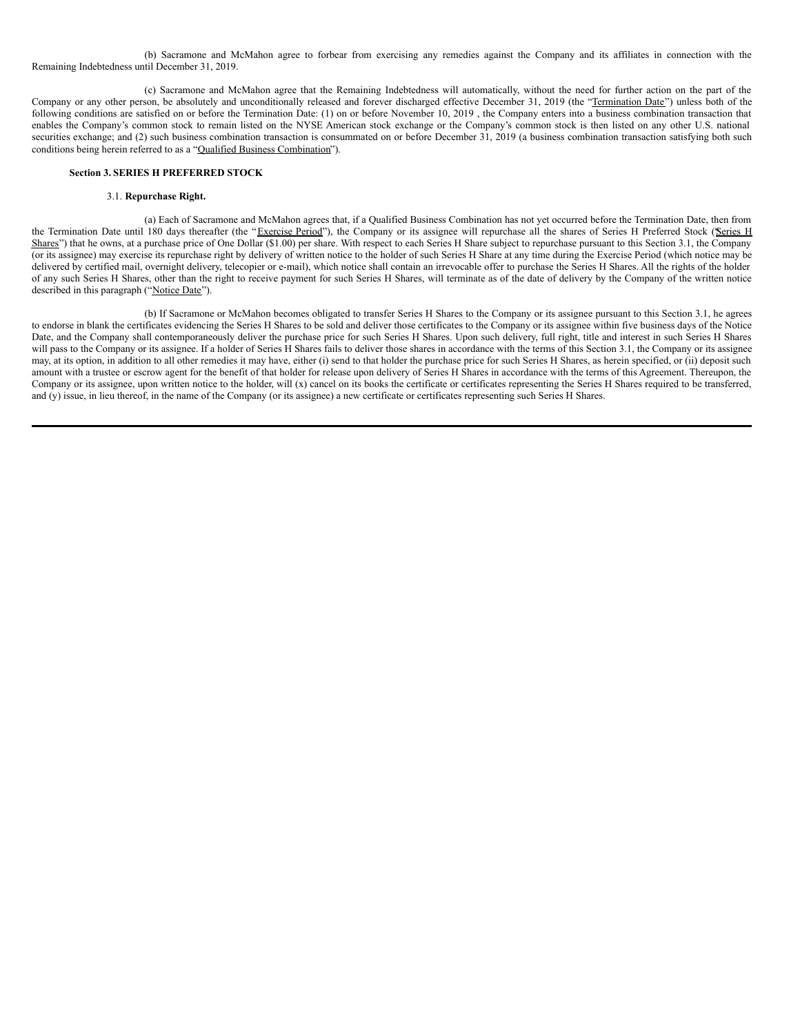(b) Sacramone and McMahon agree to forbear from exercising any remedies against the Company and its affiliates in connection with the Remaining Indebtedness until December 31, 2019.

(c) Sacramone and McMahon agree that the Remaining Indebtedness will automatically, without the need for further action on the part of the Company or any other person, be absolutely and unconditionally released and forever discharged effective December 31, 2019 (the "Termination Date") unless both of the following conditions are satisfied on or before the Termination Date: (1) on or before November 10, 2019 , the Company enters into a business combination transaction that enables the Company's common stock to remain listed on the NYSE American stock exchange or the Company's common stock is then listed on any other U.S. national securities exchange; and (2) such business combination transaction is consummated on or before December 31, 2019 (a business combination transaction satisfying both such conditions being herein referred to as a "Qualified Business Combination").

**Section 3. SERIES H PREFERRED STOCK**

3.1. **Repurchase Right.**

(a) Each of Sacramone and McMahon agrees that, if a Qualified Business Combination has not yet occurred before the Termination Date, then from the Termination Date until 180 days thereafter (the "Exercise Period"), the Company or its assignee will repurchase all the shares of Series H Preferred Stock ("Series H Shares") that he owns, at a purchase price of One Dollar ($1.00) per share. With respect to each Series H Share subject to repurchase pursuant to this Section 3.1, the Company (or its assignee) may exercise its repurchase right by delivery of written notice to the holder of such Series H Share at any time during the Exercise Period (which notice may be delivered by certified mail, overnight delivery, telecopier or e-mail), which notice shall contain an irrevocable offer to purchase the Series H Shares. All the rights of the holder of any such Series H Shares, other than the right to receive payment for such Series H Shares, will terminate as of the date of delivery by the Company of the written notice described in this paragraph ("Notice Date").

(b) If Sacramone or McMahon becomes obligated to transfer Series H Shares to the Company or its assignee pursuant to this Section 3.1, he agrees to endorse in blank the certificates evidencing the Series H Shares to be sold and deliver those certificates to the Company or its assignee within five business days of the Notice Date, and the Company shall contemporaneously deliver the purchase price for such Series H Shares. Upon such delivery, full right, title and interest in such Series H Shares will pass to the Company or its assignee. If a holder of Series H Shares fails to deliver those shares in accordance with the terms of this Section 3.1, the Company or its assignee may, at its option, in addition to all other remedies it may have, either (i) send to that holder the purchase price for such Series H Shares, as herein specified, or (ii) deposit such amount with a trustee or escrow agent for the benefit of that holder for release upon delivery of Series H Shares in accordance with the terms of this Agreement. Thereupon, the Company or its assignee, upon written notice to the holder, will (x) cancel on its books the certificate or certificates representing the Series H Shares required to be transferred, and (y) issue, in lieu thereof, in the name of the Company (or its assignee) a new certificate or certificates representing such Series H Shares.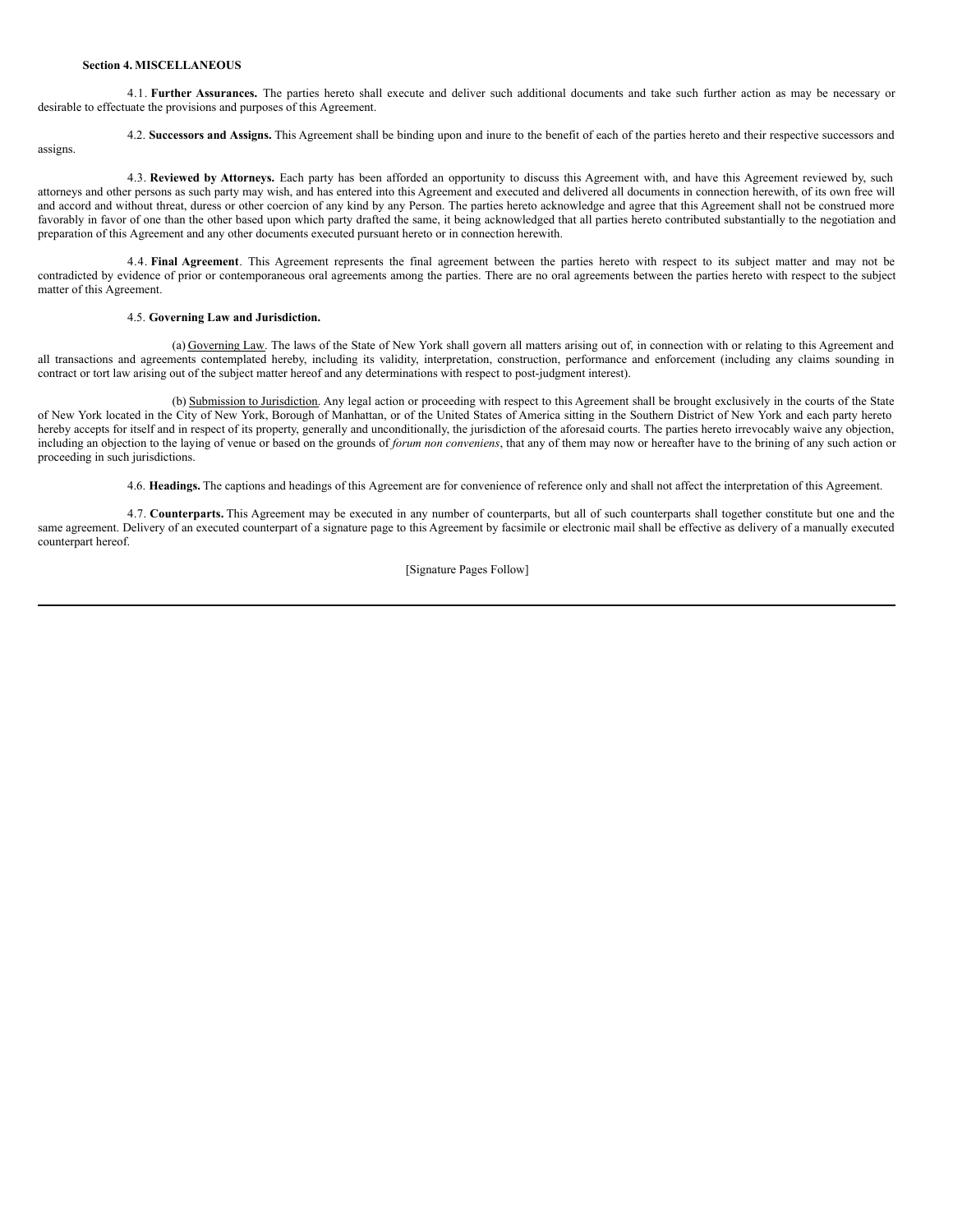**Section 4. MISCELLANEOUS**

4.1. **Further Assurances.** The parties hereto shall execute and deliver such additional documents and take such further action as may be necessary or desirable to effectuate the provisions and purposes of this Agreement.

4.2. **Successors and Assigns.** This Agreement shall be binding upon and inure to the benefit of each of the parties hereto and their respective successors and assigns.

4.3. **Reviewed by Attorneys.** Each party has been afforded an opportunity to discuss this Agreement with, and have this Agreement reviewed by, such attorneys and other persons as such party may wish, and has entered into this Agreement and executed and delivered all documents in connection herewith, of its own free will and accord and without threat, duress or other coercion of any kind by any Person. The parties hereto acknowledge and agree that this Agreement shall not be construed more favorably in favor of one than the other based upon which party drafted the same, it being acknowledged that all parties hereto contributed substantially to the negotiation and preparation of this Agreement and any other documents executed pursuant hereto or in connection herewith.

4.4. **Final Agreement**. This Agreement represents the final agreement between the parties hereto with respect to its subject matter and may not be contradicted by evidence of prior or contemporaneous oral agreements among the parties. There are no oral agreements between the parties hereto with respect to the subject matter of this Agreement.

4.5. **Governing Law and Jurisdiction.**

(a) Governing Law. The laws of the State of New York shall govern all matters arising out of, in connection with or relating to this Agreement and all transactions and agreements contemplated hereby, including its validity, interpretation, construction, performance and enforcement (including any claims sounding in contract or tort law arising out of the subject matter hereof and any determinations with respect to post-judgment interest).

(b) Submission to Jurisdiction. Any legal action or proceeding with respect to this Agreement shall be brought exclusively in the courts of the State of New York located in the City of New York, Borough of Manhattan, or of the United States of America sitting in the Southern District of New York and each party hereto hereby accepts for itself and in respect of its property, generally and unconditionally, the jurisdiction of the aforesaid courts. The parties hereto irrevocably waive any objection, including an objection to the laying of venue or based on the grounds of *forum non conveniens*, that any of them may now or hereafter have to the brining of any such action or proceeding in such jurisdictions.

4.6. **Headings.** The captions and headings of this Agreement are for convenience of reference only and shall not affect the interpretation of this Agreement.

4.7. **Counterparts.** This Agreement may be executed in any number of counterparts, but all of such counterparts shall together constitute but one and the same agreement. Delivery of an executed counterpart of a signature page to this Agreement by facsimile or electronic mail shall be effective as delivery of a manually executed counterpart hereof.

[Signature Pages Follow]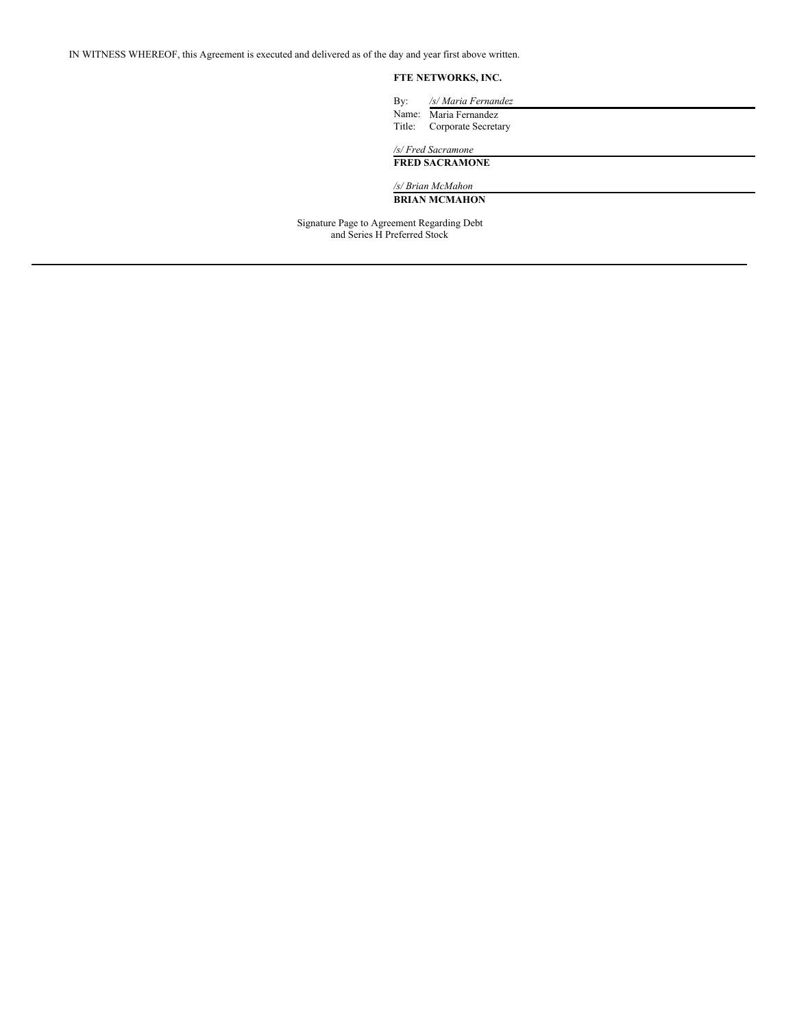IN WITNESS WHEREOF, this Agreement is executed and delivered as of the day and year first above written.

**FTE NETWORKS, INC.**

By: */s/ Maria Fernandez*
Name: Maria Fernandez
Title: Corporate Secretary

*/s/ Fred Sacramone*
**FRED SACRAMONE**

*/s/ Brian McMahon*
**BRIAN MCMAHON**

Signature Page to Agreement Regarding Debt and Series H Preferred Stock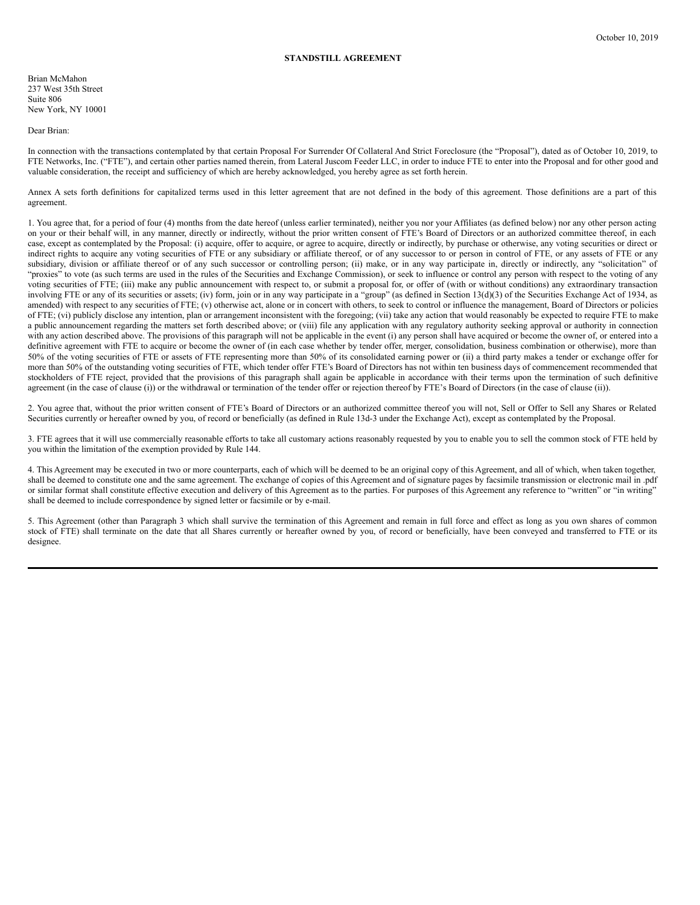October 10, 2019

**STANDSTILL AGREEMENT**

Brian McMahon
237 West 35th Street
Suite 806
New York, NY 10001

Dear Brian:

In connection with the transactions contemplated by that certain Proposal For Surrender Of Collateral And Strict Foreclosure (the "Proposal"), dated as of October 10, 2019, to FTE Networks, Inc. ("FTE"), and certain other parties named therein, from Lateral Juscom Feeder LLC, in order to induce FTE to enter into the Proposal and for other good and valuable consideration, the receipt and sufficiency of which are hereby acknowledged, you hereby agree as set forth herein.

Annex A sets forth definitions for capitalized terms used in this letter agreement that are not defined in the body of this agreement. Those definitions are a part of this agreement.

1. You agree that, for a period of four (4) months from the date hereof (unless earlier terminated), neither you nor your Affiliates (as defined below) nor any other person acting on your or their behalf will, in any manner, directly or indirectly, without the prior written consent of FTE's Board of Directors or an authorized committee thereof, in each case, except as contemplated by the Proposal: (i) acquire, offer to acquire, or agree to acquire, directly or indirectly, by purchase or otherwise, any voting securities or direct or indirect rights to acquire any voting securities of FTE or any subsidiary or affiliate thereof, or of any successor to or person in control of FTE, or any assets of FTE or any subsidiary, division or affiliate thereof or of any such successor or controlling person; (ii) make, or in any way participate in, directly or indirectly, any "solicitation" of "proxies" to vote (as such terms are used in the rules of the Securities and Exchange Commission), or seek to influence or control any person with respect to the voting of any voting securities of FTE; (iii) make any public announcement with respect to, or submit a proposal for, or offer of (with or without conditions) any extraordinary transaction involving FTE or any of its securities or assets; (iv) form, join or in any way participate in a "group" (as defined in Section 13(d)(3) of the Securities Exchange Act of 1934, as amended) with respect to any securities of FTE; (v) otherwise act, alone or in concert with others, to seek to control or influence the management, Board of Directors or policies of FTE; (vi) publicly disclose any intention, plan or arrangement inconsistent with the foregoing; (vii) take any action that would reasonably be expected to require FTE to make a public announcement regarding the matters set forth described above; or (viii) file any application with any regulatory authority seeking approval or authority in connection with any action described above. The provisions of this paragraph will not be applicable in the event (i) any person shall have acquired or become the owner of, or entered into a definitive agreement with FTE to acquire or become the owner of (in each case whether by tender offer, merger, consolidation, business combination or otherwise), more than 50% of the voting securities of FTE or assets of FTE representing more than 50% of its consolidated earning power or (ii) a third party makes a tender or exchange offer for more than 50% of the outstanding voting securities of FTE, which tender offer FTE's Board of Directors has not within ten business days of commencement recommended that stockholders of FTE reject, provided that the provisions of this paragraph shall again be applicable in accordance with their terms upon the termination of such definitive agreement (in the case of clause (i)) or the withdrawal or termination of the tender offer or rejection thereof by FTE's Board of Directors (in the case of clause (ii)).

2. You agree that, without the prior written consent of FTE's Board of Directors or an authorized committee thereof you will not, Sell or Offer to Sell any Shares or Related Securities currently or hereafter owned by you, of record or beneficially (as defined in Rule 13d-3 under the Exchange Act), except as contemplated by the Proposal.

3. FTE agrees that it will use commercially reasonable efforts to take all customary actions reasonably requested by you to enable you to sell the common stock of FTE held by you within the limitation of the exemption provided by Rule 144.

4. This Agreement may be executed in two or more counterparts, each of which will be deemed to be an original copy of this Agreement, and all of which, when taken together, shall be deemed to constitute one and the same agreement. The exchange of copies of this Agreement and of signature pages by facsimile transmission or electronic mail in .pdf or similar format shall constitute effective execution and delivery of this Agreement as to the parties. For purposes of this Agreement any reference to "written" or "in writing" shall be deemed to include correspondence by signed letter or facsimile or by e-mail.

5. This Agreement (other than Paragraph 3 which shall survive the termination of this Agreement and remain in full force and effect as long as you own shares of common stock of FTE) shall terminate on the date that all Shares currently or hereafter owned by you, of record or beneficially, have been conveyed and transferred to FTE or its designee.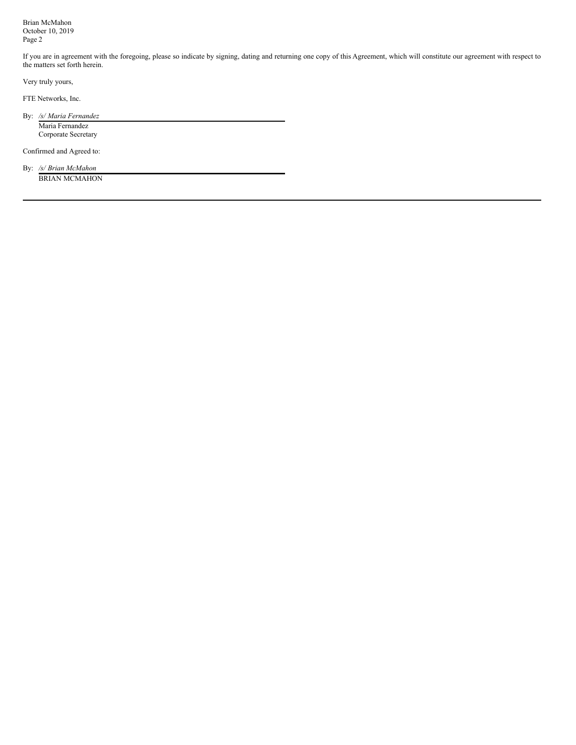Brian McMahon
October 10, 2019

If you are in agreement with the foregoing, please so indicate by signing, dating and returning one copy of this Agreement, which will constitute our agreement with respect to the matters set forth herein.

Very truly yours,

FTE Networks, Inc.

By: */s/ Maria Fernandez*
Maria Fernandez
Corporate Secretary

Confirmed and Agreed to:

By: */s/ Brian McMahon*
BRIAN MCMAHON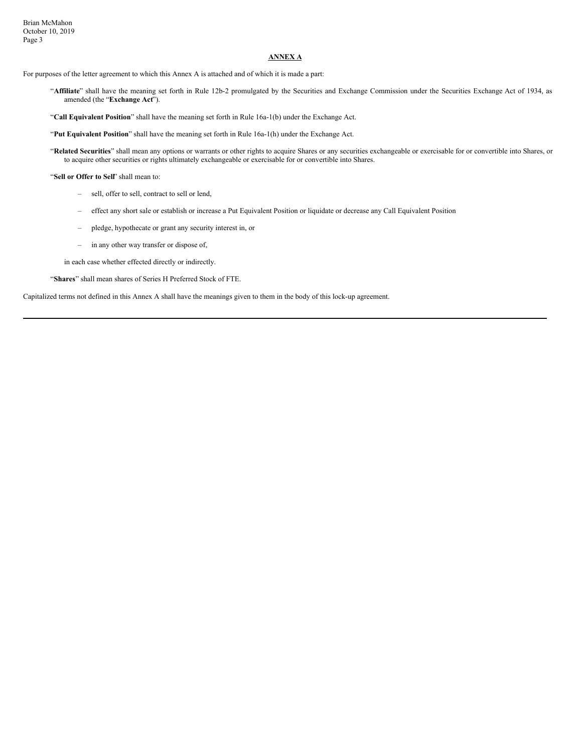## ANNEX A

For purposes of the letter agreement to which this Annex A is attached and of which it is made a part:

"**Affiliate**" shall have the meaning set forth in Rule 12b-2 promulgated by the Securities and Exchange Commission under the Securities Exchange Act of 1934, as amended (the "**Exchange Act**").

"**Call Equivalent Position**" shall have the meaning set forth in Rule 16a-1(b) under the Exchange Act.

"**Put Equivalent Position**" shall have the meaning set forth in Rule 16a-1(h) under the Exchange Act.

"**Related Securities**" shall mean any options or warrants or other rights to acquire Shares or any securities exchangeable or exercisable for or convertible into Shares, or to acquire other securities or rights ultimately exchangeable or exercisable for or convertible into Shares.

"**Sell or Offer to Sell**" shall mean to:

- sell, offer to sell, contract to sell or lend,
- effect any short sale or establish or increase a Put Equivalent Position or liquidate or decrease any Call Equivalent Position
- pledge, hypothecate or grant any security interest in, or
- in any other way transfer or dispose of,

in each case whether effected directly or indirectly.

"**Shares**" shall mean shares of Series H Preferred Stock of FTE.

Capitalized terms not defined in this Annex A shall have the meanings given to them in the body of this lock-up agreement.